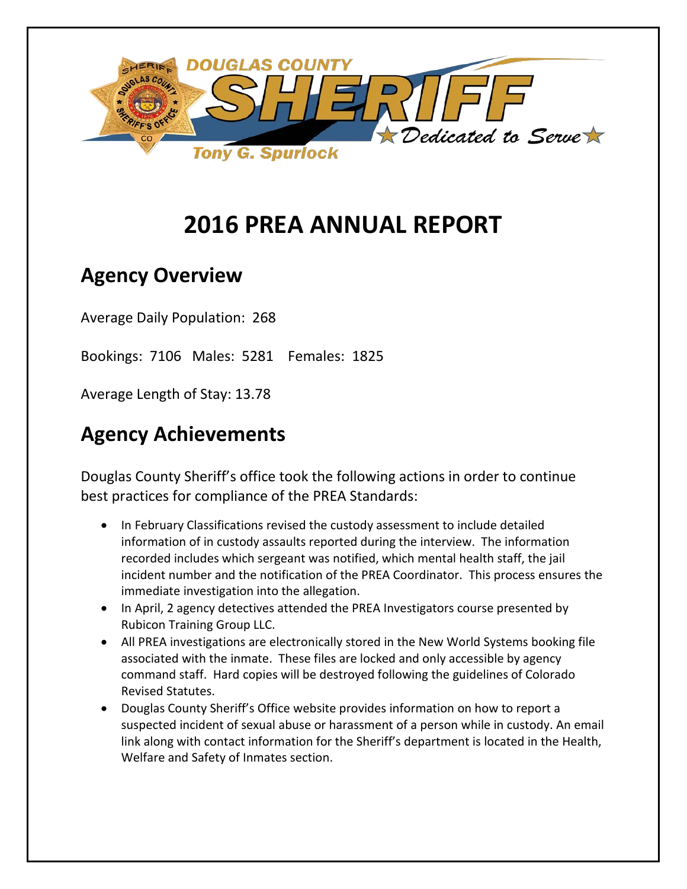# 2016 PREA ANNUAL REPORT

## Agency Overview

Average Daily Population: 268

Bookings: 7106 Males: 5281 Females: 1825

Average Length of Stay: 13.78

## Agency Achievements

Douglas County Sheriff's office took the following actions in order to continue best practices for compliance of the PREA Standards:

- In February Classifications revised the custody assessment to include detailed information of in custody assaults reported during the interview. The information recorded includes which sergeant was notified, which mental health staff, the jail incident number and the notification of the PREA Coordinator. This process ensures the immediate investigation into the allegation.
- In April, 2 agency detectives attended the PREA Investigators course presented by Rubicon Training Group LLC.
- All PREA investigations are electronically stored in the New World Systems booking file associated with the inmate. These files are locked and only accessible by agency command staff. Hard copies will be destroyed following the guidelines of Colorado Revised Statutes.
- Douglas County Sheriff's Office website provides information on how to report a suspected incident of sexual abuse or harassment of a person while in custody. An email link along with contact information for the Sheriff's department is located in the Health, Welfare and Safety of Inmates section.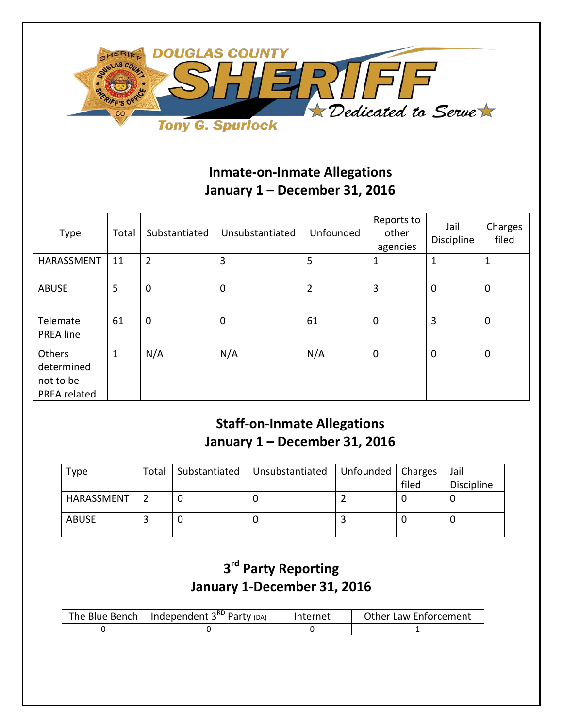DOUGLAS COUNTY SHERIFF

Dedicated to Serve

Tony G. Spurlock

## Inmate-on-Inmate Allegations
## January 1 – December 31, 2016

| Type | Total | Substantiated | Unsubstantiated | Unfounded | Reports to other agencies | Jail Discipline | Charges filed |
|---|---|---|---|---|---|---|---|
| HARASSMENT | 11 | 2 | 3 | 5 | 1 | 1 | 1 |
| ABUSE | 5 | 0 | 0 | 2 | 3 | 0 | 0 |
| Telemate PREA line | 61 | 0 | 0 | 61 | 0 | 3 | 0 |
| Others determined not to be PREA related | 1 | N/A | N/A | N/A | 0 | 0 | 0 |

## Staff-on-Inmate Allegations
## January 1 – December 31, 2016

| Type | Total | Substantiated | Unsubstantiated | Unfounded | Charges filed | Jail Discipline |
|---|---|---|---|---|---|---|
| HARASSMENT | 2 | 0 | 0 | 2 | 0 | 0 |
| ABUSE | 3 | 0 | 0 | 3 | 0 | 0 |

## 3rd Party Reporting
## January 1-December 31, 2016

| The Blue Bench | Independent 3RD Party (DA) | Internet | Other Law Enforcement |
|---|---|---|---|
| 0 | 0 | 0 | 1 |